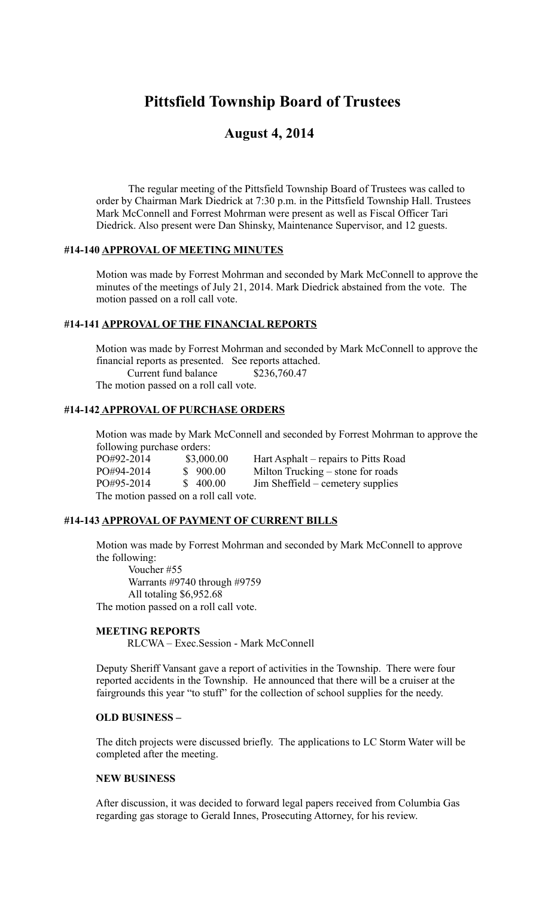# Pittsfield Township Board of Trustees

## August 4, 2014

The regular meeting of the Pittsfield Township Board of Trustees was called to order by Chairman Mark Diedrick at 7:30 p.m. in the Pittsfield Township Hall. Trustees Mark McConnell and Forrest Mohrman were present as well as Fiscal Officer Tari Diedrick. Also present were Dan Shinsky, Maintenance Supervisor, and 12 guests.

### #14-140 <u>APPROVAL OF MEETING MINUTES</u>

Motion was made by Forrest Mohrman and seconded by Mark McConnell to approve the minutes of the meetings of July 21, 2014. Mark Diedrick abstained from the vote. The motion passed on a roll call vote.

### #14-141 <u>APPROVAL OF THE FINANCIAL REPORTS</u>

Motion was made by Forrest Mohrman and seconded by Mark McConnell to approve the financial reports as presented. See reports attached.

Current fund balance $236,760.47

The motion passed on a roll call vote.

### #14-142 <u>APPROVAL OF PURCHASE ORDERS</u>

Motion was made by Mark McConnell and seconded by Forrest Mohrman to approve the following purchase orders:

| | | |
|---|---|---|
| PO#92-2014 | $3,000.00 | Hart Asphalt – repairs to Pitts Road |
| PO#94-2014 | $ 900.00 | Milton Trucking – stone for roads |
| PO#95-2014 | $ 400.00 | Jim Sheffield – cemetery supplies |

The motion passed on a roll call vote.

### #14-143 <u>APPROVAL OF PAYMENT OF CURRENT BILLS</u>

Motion was made by Forrest Mohrman and seconded by Mark McConnell to approve the following:

Voucher #55
Warrants #9740 through #9759
All totaling $6,952.68

The motion passed on a roll call vote.

### MEETING REPORTS

RLCWA – Exec.Session - Mark McConnell

Deputy Sheriff Vansant gave a report of activities in the Township. There were four reported accidents in the Township. He announced that there will be a cruiser at the fairgrounds this year "to stuff" for the collection of school supplies for the needy.

### OLD BUSINESS –

The ditch projects were discussed briefly. The applications to LC Storm Water will be completed after the meeting.

### NEW BUSINESS

After discussion, it was decided to forward legal papers received from Columbia Gas regarding gas storage to Gerald Innes, Prosecuting Attorney, for his review.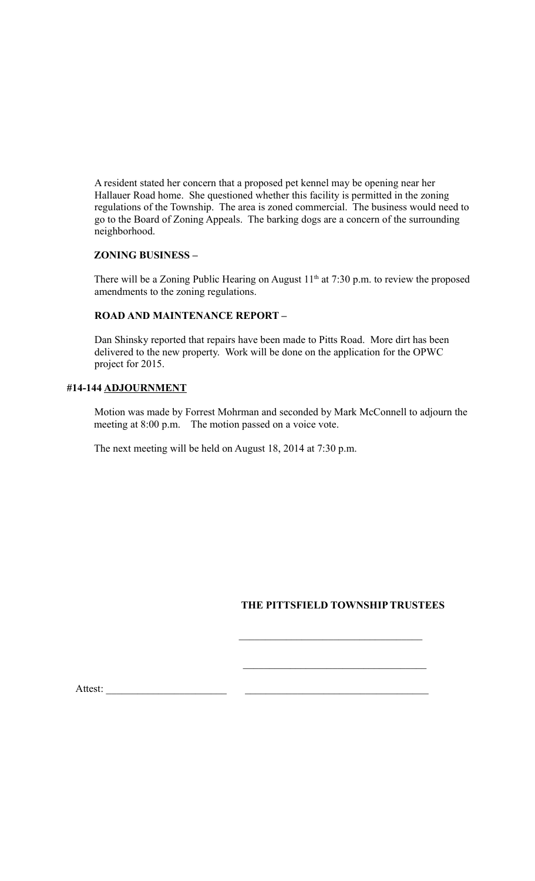A resident stated her concern that a proposed pet kennel may be opening near her Hallauer Road home. She questioned whether this facility is permitted in the zoning regulations of the Township. The area is zoned commercial. The business would need to go to the Board of Zoning Appeals. The barking dogs are a concern of the surrounding neighborhood.

**ZONING BUSINESS –**

There will be a Zoning Public Hearing on August 11th at 7:30 p.m. to review the proposed amendments to the zoning regulations.

**ROAD AND MAINTENANCE REPORT –**

Dan Shinsky reported that repairs have been made to Pitts Road. More dirt has been delivered to the new property. Work will be done on the application for the OPWC project for 2015.

**#14-144 ADJOURNMENT**

Motion was made by Forrest Mohrman and seconded by Mark McConnell to adjourn the meeting at 8:00 p.m. The motion passed on a voice vote.

The next meeting will be held on August 18, 2014 at 7:30 p.m.

**THE PITTSFIELD TOWNSHIP TRUSTEES**

\_\_\_\_\_\_\_\_\_\_\_\_\_\_\_\_\_\_\_\_\_\_\_\_\_\_\_\_\_\_\_\_\_\_

\_\_\_\_\_\_\_\_\_\_\_\_\_\_\_\_\_\_\_\_\_\_\_\_\_\_\_\_\_\_\_\_\_\_

Attest: \_\_\_\_\_\_\_\_\_\_\_\_\_\_\_\_\_\_\_\_\_\_\_ \_\_\_\_\_\_\_\_\_\_\_\_\_\_\_\_\_\_\_\_\_\_\_\_\_\_\_\_\_\_\_\_\_\_